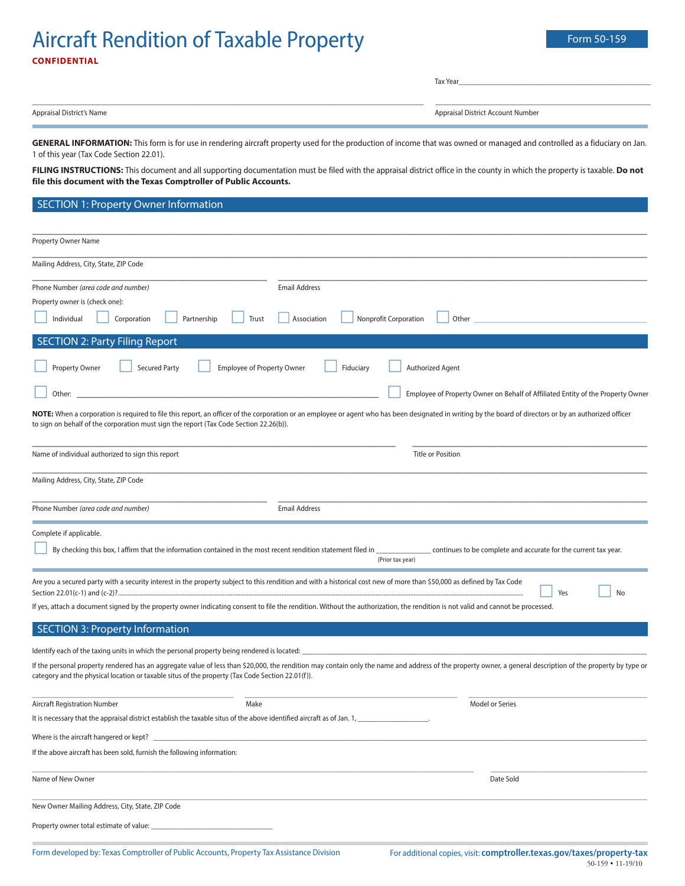# Aircraft Rendition of Taxable Property

**Form 50-159**

**CONFIDENTIAL**

Tax Year\_\_\_\_\_\_\_\_\_\_\_\_\_\_\_\_\_\_\_\_

\_\_\_\_\_\_\_\_\_\_\_\_\_\_\_\_\_\_\_\_\_\_\_\_\_\_\_\_\_\_\_\_\_\_\_\_\_\_\_\_
Appraisal District's Name

\_\_\_\_\_\_\_\_\_\_\_\_\_\_\_\_\_\_\_\_\_\_\_\_\_\_\_\_\_\_\_\_\_\_\_\_\_\_\_\_
Appraisal District Account Number

**GENERAL INFORMATION:** This form is for use in rendering aircraft property used for the production of income that was owned or managed and controlled as a fiduciary on Jan. 1 of this year (Tax Code Section 22.01).

**FILING INSTRUCTIONS:** This document and all supporting documentation must be filed with the appraisal district office in the county in which the property is taxable. **Do not file this document with the Texas Comptroller of Public Accounts.**

## SECTION 1: Property Owner Information

\_\_\_\_\_\_\_\_\_\_\_\_\_\_\_\_\_\_\_\_\_\_\_\_\_\_\_\_\_\_\_\_\_\_\_\_\_\_\_\_
Property Owner Name

\_\_\_\_\_\_\_\_\_\_\_\_\_\_\_\_\_\_\_\_\_\_\_\_\_\_\_\_\_\_\_\_\_\_\_\_\_\_\_\_
Mailing Address, City, State, ZIP Code

\_\_\_\_\_\_\_\_\_\_\_\_\_\_\_\_\_\_\_\_\_\_\_\_
Phone Number *(area code and number)*

\_\_\_\_\_\_\_\_\_\_\_\_\_\_\_\_\_\_\_\_\_\_\_\_
Email Address

Property owner is (check one):

☐ Individual ☐ Corporation ☐ Partnership ☐ Trust ☐ Association ☐ Nonprofit Corporation ☐ Other \_\_\_\_\_\_\_\_\_\_\_\_\_\_\_\_\_\_\_\_

## SECTION 2: Party Filing Report

☐ Property Owner ☐ Secured Party ☐ Employee of Property Owner ☐ Fiduciary ☐ Authorized Agent

☐ Other: \_\_\_\_\_\_\_\_\_\_\_\_\_\_\_\_\_\_\_\_\_\_\_\_ ☐ Employee of Property Owner on Behalf of Affiliated Entity of the Property Owner

**NOTE:** When a corporation is required to file this report, an officer of the corporation or an employee or agent who has been designated in writing by the board of directors or by an authorized officer to sign on behalf of the corporation must sign the report (Tax Code Section 22.26(b)).

\_\_\_\_\_\_\_\_\_\_\_\_\_\_\_\_\_\_\_\_\_\_\_\_\_\_\_\_\_\_\_\_\_\_\_\_\_\_\_\_
Name of individual authorized to sign this report

\_\_\_\_\_\_\_\_\_\_\_\_\_\_\_\_\_\_\_\_\_\_\_\_
Title or Position

\_\_\_\_\_\_\_\_\_\_\_\_\_\_\_\_\_\_\_\_\_\_\_\_\_\_\_\_\_\_\_\_\_\_\_\_\_\_\_\_
Mailing Address, City, State, ZIP Code

\_\_\_\_\_\_\_\_\_\_\_\_\_\_\_\_\_\_\_\_\_\_\_\_
Phone Number *(area code and number)*

\_\_\_\_\_\_\_\_\_\_\_\_\_\_\_\_\_\_\_\_\_\_\_\_
Email Address

Complete if applicable.

☐ By checking this box, I affirm that the information contained in the most recent rendition statement filed in \_\_\_\_\_\_\_\_\_\_\_\_ (Prior tax year) continues to be complete and accurate for the current tax year.

Are you a secured party with a security interest in the property subject to this rendition and with a historical cost new of more than $50,000 as defined by Tax Code Section 22.01(c-1) and (c-2)? ☐ Yes ☐ No

If yes, attach a document signed by the property owner indicating consent to file the rendition. Without the authorization, the rendition is not valid and cannot be processed.

## SECTION 3: Property Information

Identify each of the taxing units in which the personal property being rendered is located: \_\_\_\_\_\_\_\_\_\_\_\_\_\_\_\_\_\_\_\_\_\_\_\_

If the personal property rendered has an aggregate value of less than $20,000, the rendition may contain only the name and address of the property owner, a general description of the property by type or category and the physical location or taxable situs of the property (Tax Code Section 22.01(f)).

\_\_\_\_\_\_\_\_\_\_\_\_\_\_\_\_\_\_\_\_
Aircraft Registration Number

\_\_\_\_\_\_\_\_\_\_\_\_\_\_\_\_\_\_\_\_
Make

\_\_\_\_\_\_\_\_\_\_\_\_\_\_\_\_\_\_\_\_
Model or Series

It is necessary that the appraisal district establish the taxable situs of the above identified aircraft as of Jan. 1, \_\_\_\_\_\_\_\_\_\_\_\_.

Where is the aircraft hangered or kept? \_\_\_\_\_\_\_\_\_\_\_\_\_\_\_\_\_\_\_\_\_\_\_\_

If the above aircraft has been sold, furnish the following information:

\_\_\_\_\_\_\_\_\_\_\_\_\_\_\_\_\_\_\_\_\_\_\_\_\_\_\_\_\_\_\_\_\_\_\_\_\_\_\_\_
Name of New Owner

\_\_\_\_\_\_\_\_\_\_\_\_\_\_\_\_\_\_\_\_
Date Sold

\_\_\_\_\_\_\_\_\_\_\_\_\_\_\_\_\_\_\_\_\_\_\_\_\_\_\_\_\_\_\_\_\_\_\_\_\_\_\_\_
New Owner Mailing Address, City, State, ZIP Code

Property owner total estimate of value: \_\_\_\_\_\_\_\_\_\_\_\_\_\_\_\_\_\_\_\_

Form developed by: Texas Comptroller of Public Accounts, Property Tax Assistance Division

For additional copies, visit: **comptroller.texas.gov/taxes/property-tax**

50-159 • 11-19/10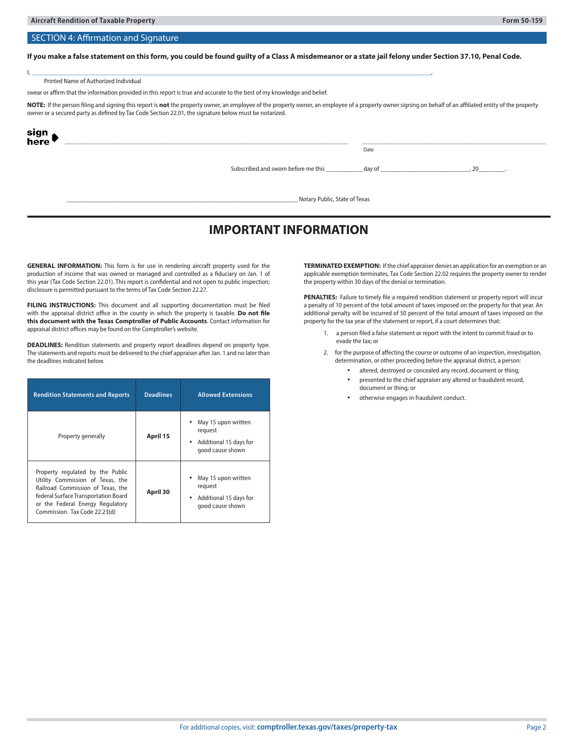## SECTION 4: Affirmation and Signature

**If you make a false statement on this form, you could be found guilty of a Class A misdemeanor or a state jail felony under Section 37.10, Penal Code.**

I, ______________________________________________________________________,
Printed Name of Authorized Individual

swear or affirm that the information provided in this report is true and accurate to the best of my knowledge and belief.

**NOTE:** If the person filing and signing this report is **not** the property owner, an employee of the property owner, an employee of a property owner signing on behalf of an affiliated entity of the property owner or a secured party as defined by Tax Code Section 22.01, the signature below must be notarized.

**sign here** ______________________________________________ ______________________________
Date

Subscribed and sworn before me this ___________ day of ___________________________, 20________.

______________________________________________ Notary Public, State of Texas

# IMPORTANT INFORMATION

**GENERAL INFORMATION:** This form is for use in rendering aircraft property used for the production of income that was owned or managed and controlled as a fiduciary on Jan. 1 of this year (Tax Code Section 22.01). This report is confidential and not open to public inspection; disclosure is permitted pursuant to the terms of Tax Code Section 22.27.

**FILING INSTRUCTIONS:** This document and all supporting documentation must be filed with the appraisal district office in the county in which the property is taxable. **Do not file this document with the Texas Comptroller of Public Accounts**. Contact information for appraisal district offices may be found on the Comptroller's website.

**DEADLINES:** Rendition statements and property report deadlines depend on property type. The statements and reports must be delivered to the chief appraiser after Jan. 1 and no later than the deadlines indicated below.

| Rendition Statements and Reports | Deadlines | Allowed Extensions |
|---|---|---|
| Property generally | **April 15** | • May 15 upon written request<br>• Additional 15 days for good cause shown |
| Property regulated by the Public Utility Commission of Texas, the Railroad Commission of Texas, the federal Surface Transportation Board or the Federal Energy Regulatory Commission. Tax Code 22.23(d) | **April 30** | • May 15 upon written request<br>• Additional 15 days for good cause shown |

**TERMINATED EXEMPTION:** If the chief appraiser denies an application for an exemption or an applicable exemption terminates, Tax Code Section 22.02 requires the property owner to render the property within 30 days of the denial or termination.

**PENALTIES:** Failure to timely file a required rendition statement or property report will incur a penalty of 10 percent of the total amount of taxes imposed on the property for that year. An additional penalty will be incurred of 50 percent of the total amount of taxes imposed on the property for the tax year of the statement or report, if a court determines that:

1. a person filed a false statement or report with the intent to commit fraud or to evade the tax; or
2. for the purpose of affecting the course or outcome of an inspection, investigation, determination, or other proceeding before the appraisal district, a person:
   - altered, destroyed or concealed any record, document or thing;
   - presented to the chief appraiser any altered or fraudulent record, document or thing; or
   - otherwise engages in fraudulent conduct.

For additional copies, visit: **comptroller.texas.gov/taxes/property-tax**